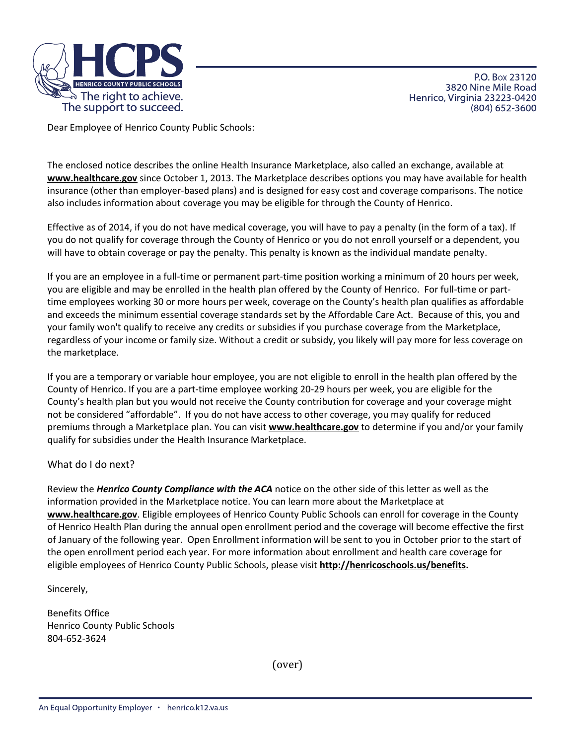**HCPS**
HENRICO COUNTY PUBLIC SCHOOLS
The right to achieve.
The support to succeed.

P.O. Box 23120
3820 Nine Mile Road
Henrico, Virginia 23223-0420
(804) 652-3600

Dear Employee of Henrico County Public Schools:

The enclosed notice describes the online Health Insurance Marketplace, also called an exchange, available at **www.healthcare.gov** since October 1, 2013. The Marketplace describes options you may have available for health insurance (other than employer-based plans) and is designed for easy cost and coverage comparisons. The notice also includes information about coverage you may be eligible for through the County of Henrico.

Effective as of 2014, if you do not have medical coverage, you will have to pay a penalty (in the form of a tax). If you do not qualify for coverage through the County of Henrico or you do not enroll yourself or a dependent, you will have to obtain coverage or pay the penalty. This penalty is known as the individual mandate penalty.

If you are an employee in a full-time or permanent part-time position working a minimum of 20 hours per week, you are eligible and may be enrolled in the health plan offered by the County of Henrico. For full-time or part-time employees working 30 or more hours per week, coverage on the County's health plan qualifies as affordable and exceeds the minimum essential coverage standards set by the Affordable Care Act. Because of this, you and your family won't qualify to receive any credits or subsidies if you purchase coverage from the Marketplace, regardless of your income or family size. Without a credit or subsidy, you likely will pay more for less coverage on the marketplace.

If you are a temporary or variable hour employee, you are not eligible to enroll in the health plan offered by the County of Henrico. If you are a part-time employee working 20-29 hours per week, you are eligible for the County's health plan but you would not receive the County contribution for coverage and your coverage might not be considered "affordable". If you do not have access to other coverage, you may qualify for reduced premiums through a Marketplace plan. You can visit **www.healthcare.gov** to determine if you and/or your family qualify for subsidies under the Health Insurance Marketplace.

## What do I do next?

Review the ***Henrico County Compliance with the ACA*** notice on the other side of this letter as well as the information provided in the Marketplace notice. You can learn more about the Marketplace at **www.healthcare.gov**. Eligible employees of Henrico County Public Schools can enroll for coverage in the County of Henrico Health Plan during the annual open enrollment period and the coverage will become effective the first of January of the following year. Open Enrollment information will be sent to you in October prior to the start of the open enrollment period each year. For more information about enrollment and health care coverage for eligible employees of Henrico County Public Schools, please visit **http://henricoschools.us/benefits.**

Sincerely,

Benefits Office
Henrico County Public Schools
804-652-3624

(over)

An Equal Opportunity Employer • henrico.k12.va.us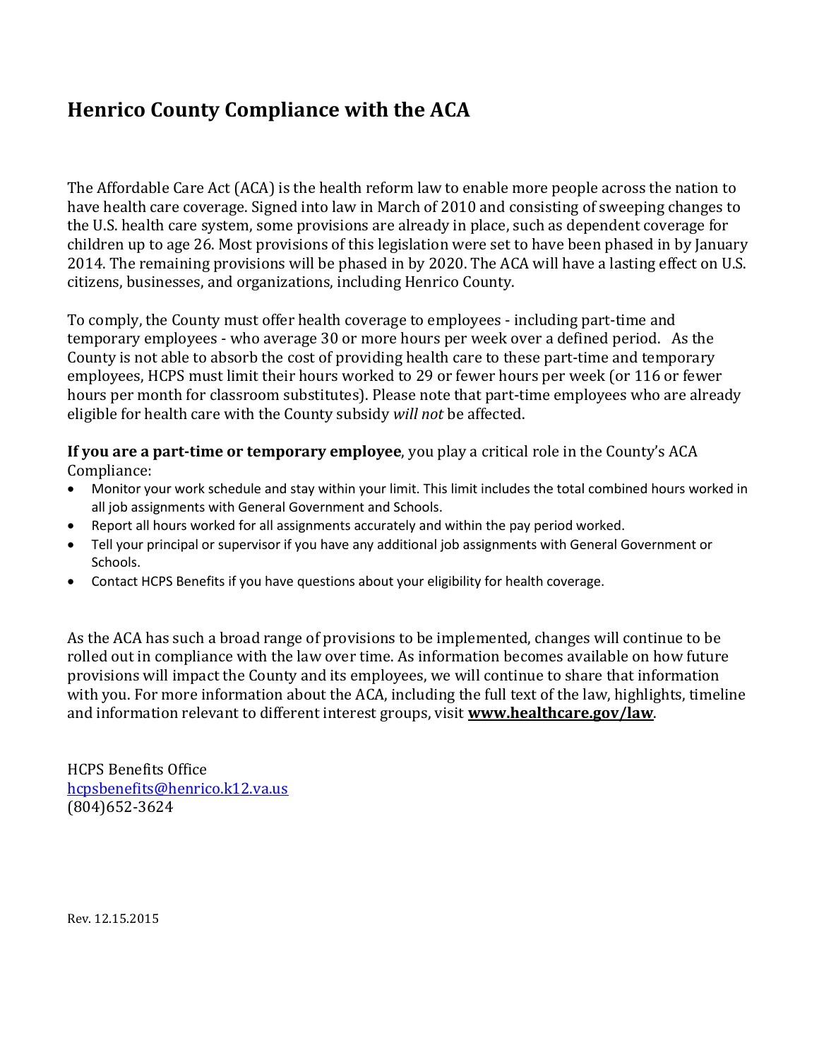# Henrico County Compliance with the ACA

The Affordable Care Act (ACA) is the health reform law to enable more people across the nation to have health care coverage. Signed into law in March of 2010 and consisting of sweeping changes to the U.S. health care system, some provisions are already in place, such as dependent coverage for children up to age 26. Most provisions of this legislation were set to have been phased in by January 2014. The remaining provisions will be phased in by 2020. The ACA will have a lasting effect on U.S. citizens, businesses, and organizations, including Henrico County.

To comply, the County must offer health coverage to employees - including part-time and temporary employees - who average 30 or more hours per week over a defined period. As the County is not able to absorb the cost of providing health care to these part-time and temporary employees, HCPS must limit their hours worked to 29 or fewer hours per week (or 116 or fewer hours per month for classroom substitutes). Please note that part-time employees who are already eligible for health care with the County subsidy *will not* be affected.

**If you are a part-time or temporary employee**, you play a critical role in the County's ACA Compliance:

- Monitor your work schedule and stay within your limit. This limit includes the total combined hours worked in all job assignments with General Government and Schools.
- Report all hours worked for all assignments accurately and within the pay period worked.
- Tell your principal or supervisor if you have any additional job assignments with General Government or Schools.
- Contact HCPS Benefits if you have questions about your eligibility for health coverage.

As the ACA has such a broad range of provisions to be implemented, changes will continue to be rolled out in compliance with the law over time. As information becomes available on how future provisions will impact the County and its employees, we will continue to share that information with you. For more information about the ACA, including the full text of the law, highlights, timeline and information relevant to different interest groups, visit **www.healthcare.gov/law**.

HCPS Benefits Office
hcpsbenefits@henrico.k12.va.us
(804)652-3624

Rev. 12.15.2015